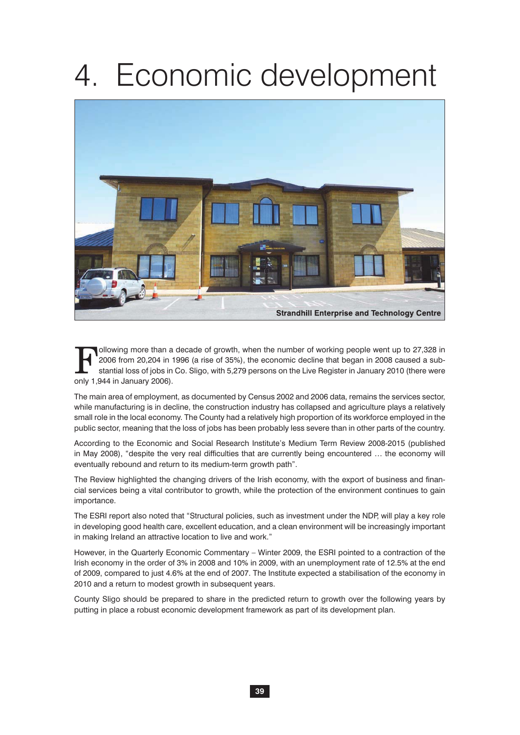# 4. Economic development

Strandhill Enterprise and Technology Centre

Following more than a decade of growth, when the number of working people went up to 27,328 in 2006 from 20,204 in 1996 (a rise of 35%), the economic decline that began in 2008 caused a substantial loss of jobs in Co. Sligo, with 5,279 persons on the Live Register in January 2010 (there were only 1,944 in January 2006).

The main area of employment, as documented by Census 2002 and 2006 data, remains the services sector, while manufacturing is in decline, the construction industry has collapsed and agriculture plays a relatively small role in the local economy. The County had a relatively high proportion of its workforce employed in the public sector, meaning that the loss of jobs has been probably less severe than in other parts of the country.

According to the Economic and Social Research Institute's Medium Term Review 2008-2015 (published in May 2008), "despite the very real difficulties that are currently being encountered … the economy will eventually rebound and return to its medium-term growth path".

The Review highlighted the changing drivers of the Irish economy, with the export of business and financial services being a vital contributor to growth, while the protection of the environment continues to gain importance.

The ESRI report also noted that "Structural policies, such as investment under the NDP, will play a key role in developing good health care, excellent education, and a clean environment will be increasingly important in making Ireland an attractive location to live and work."

However, in the Quarterly Economic Commentary – Winter 2009, the ESRI pointed to a contraction of the Irish economy in the order of 3% in 2008 and 10% in 2009, with an unemployment rate of 12.5% at the end of 2009, compared to just 4.6% at the end of 2007. The Institute expected a stabilisation of the economy in 2010 and a return to modest growth in subsequent years.

County Sligo should be prepared to share in the predicted return to growth over the following years by putting in place a robust economic development framework as part of its development plan.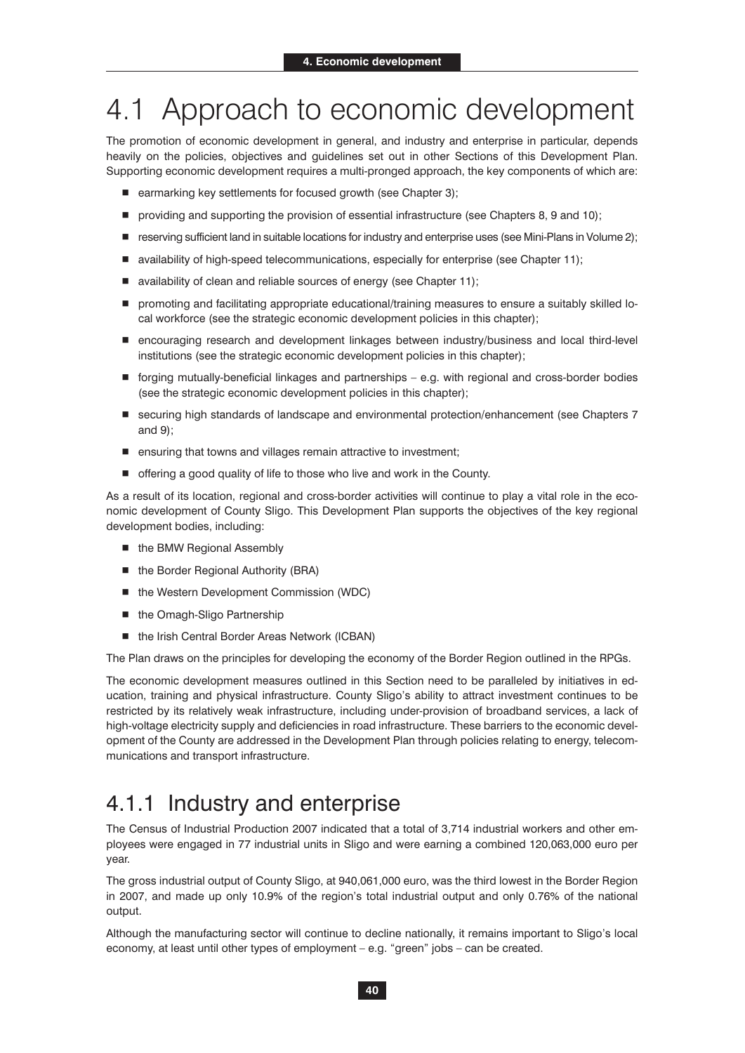# 4.1 Approach to economic development

The promotion of economic development in general, and industry and enterprise in particular, depends heavily on the policies, objectives and guidelines set out in other Sections of this Development Plan. Supporting economic development requires a multi-pronged approach, the key components of which are:

- earmarking key settlements for focused growth (see Chapter 3);
- providing and supporting the provision of essential infrastructure (see Chapters 8, 9 and 10);
- reserving sufficient land in suitable locations for industry and enterprise uses (see Mini-Plans in Volume 2);
- availability of high-speed telecommunications, especially for enterprise (see Chapter 11);
- availability of clean and reliable sources of energy (see Chapter 11);
- promoting and facilitating appropriate educational/training measures to ensure a suitably skilled local workforce (see the strategic economic development policies in this chapter);
- encouraging research and development linkages between industry/business and local third-level institutions (see the strategic economic development policies in this chapter);
- forging mutually-beneficial linkages and partnerships – e.g. with regional and cross-border bodies (see the strategic economic development policies in this chapter);
- securing high standards of landscape and environmental protection/enhancement (see Chapters 7 and 9);
- ensuring that towns and villages remain attractive to investment;
- offering a good quality of life to those who live and work in the County.

As a result of its location, regional and cross-border activities will continue to play a vital role in the economic development of County Sligo. This Development Plan supports the objectives of the key regional development bodies, including:

- the BMW Regional Assembly
- the Border Regional Authority (BRA)
- the Western Development Commission (WDC)
- the Omagh-Sligo Partnership
- the Irish Central Border Areas Network (ICBAN)

The Plan draws on the principles for developing the economy of the Border Region outlined in the RPGs.

The economic development measures outlined in this Section need to be paralleled by initiatives in education, training and physical infrastructure. County Sligo's ability to attract investment continues to be restricted by its relatively weak infrastructure, including under-provision of broadband services, a lack of high-voltage electricity supply and deficiencies in road infrastructure. These barriers to the economic development of the County are addressed in the Development Plan through policies relating to energy, telecommunications and transport infrastructure.

## 4.1.1 Industry and enterprise

The Census of Industrial Production 2007 indicated that a total of 3,714 industrial workers and other employees were engaged in 77 industrial units in Sligo and were earning a combined 120,063,000 euro per year.

The gross industrial output of County Sligo, at 940,061,000 euro, was the third lowest in the Border Region in 2007, and made up only 10.9% of the region's total industrial output and only 0.76% of the national output.

Although the manufacturing sector will continue to decline nationally, it remains important to Sligo's local economy, at least until other types of employment – e.g. "green" jobs – can be created.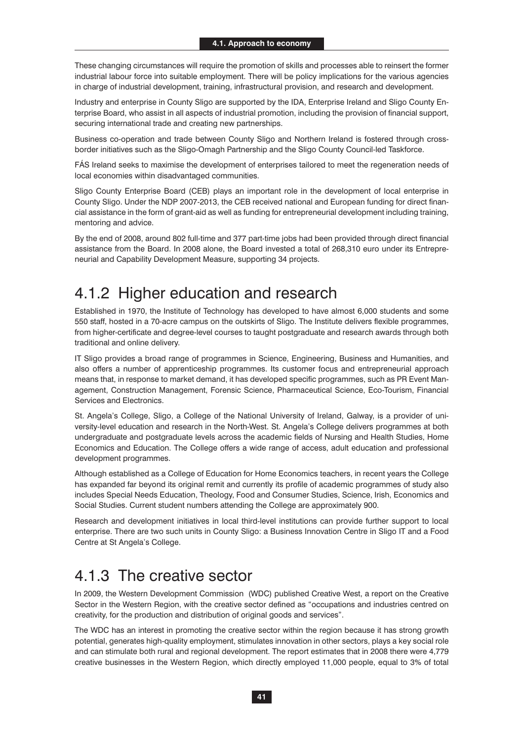These changing circumstances will require the promotion of skills and processes able to reinsert the former industrial labour force into suitable employment. There will be policy implications for the various agencies in charge of industrial development, training, infrastructural provision, and research and development.

Industry and enterprise in County Sligo are supported by the IDA, Enterprise Ireland and Sligo County Enterprise Board, who assist in all aspects of industrial promotion, including the provision of financial support, securing international trade and creating new partnerships.

Business co-operation and trade between County Sligo and Northern Ireland is fostered through cross-border initiatives such as the Sligo-Omagh Partnership and the Sligo County Council-led Taskforce.

FÁS Ireland seeks to maximise the development of enterprises tailored to meet the regeneration needs of local economies within disadvantaged communities.

Sligo County Enterprise Board (CEB) plays an important role in the development of local enterprise in County Sligo. Under the NDP 2007-2013, the CEB received national and European funding for direct financial assistance in the form of grant-aid as well as funding for entrepreneurial development including training, mentoring and advice.

By the end of 2008, around 802 full-time and 377 part-time jobs had been provided through direct financial assistance from the Board. In 2008 alone, the Board invested a total of 268,310 euro under its Entrepreneurial and Capability Development Measure, supporting 34 projects.

## 4.1.2 Higher education and research

Established in 1970, the Institute of Technology has developed to have almost 6,000 students and some 550 staff, hosted in a 70-acre campus on the outskirts of Sligo. The Institute delivers flexible programmes, from higher-certificate and degree-level courses to taught postgraduate and research awards through both traditional and online delivery.

IT Sligo provides a broad range of programmes in Science, Engineering, Business and Humanities, and also offers a number of apprenticeship programmes. Its customer focus and entrepreneurial approach means that, in response to market demand, it has developed specific programmes, such as PR Event Management, Construction Management, Forensic Science, Pharmaceutical Science, Eco-Tourism, Financial Services and Electronics.

St. Angela's College, Sligo, a College of the National University of Ireland, Galway, is a provider of university-level education and research in the North-West. St. Angela's College delivers programmes at both undergraduate and postgraduate levels across the academic fields of Nursing and Health Studies, Home Economics and Education. The College offers a wide range of access, adult education and professional development programmes.

Although established as a College of Education for Home Economics teachers, in recent years the College has expanded far beyond its original remit and currently its profile of academic programmes of study also includes Special Needs Education, Theology, Food and Consumer Studies, Science, Irish, Economics and Social Studies. Current student numbers attending the College are approximately 900.

Research and development initiatives in local third-level institutions can provide further support to local enterprise. There are two such units in County Sligo: a Business Innovation Centre in Sligo IT and a Food Centre at St Angela's College.

## 4.1.3 The creative sector

In 2009, the Western Development Commission (WDC) published Creative West, a report on the Creative Sector in the Western Region, with the creative sector defined as "occupations and industries centred on creativity, for the production and distribution of original goods and services".

The WDC has an interest in promoting the creative sector within the region because it has strong growth potential, generates high-quality employment, stimulates innovation in other sectors, plays a key social role and can stimulate both rural and regional development. The report estimates that in 2008 there were 4,779 creative businesses in the Western Region, which directly employed 11,000 people, equal to 3% of total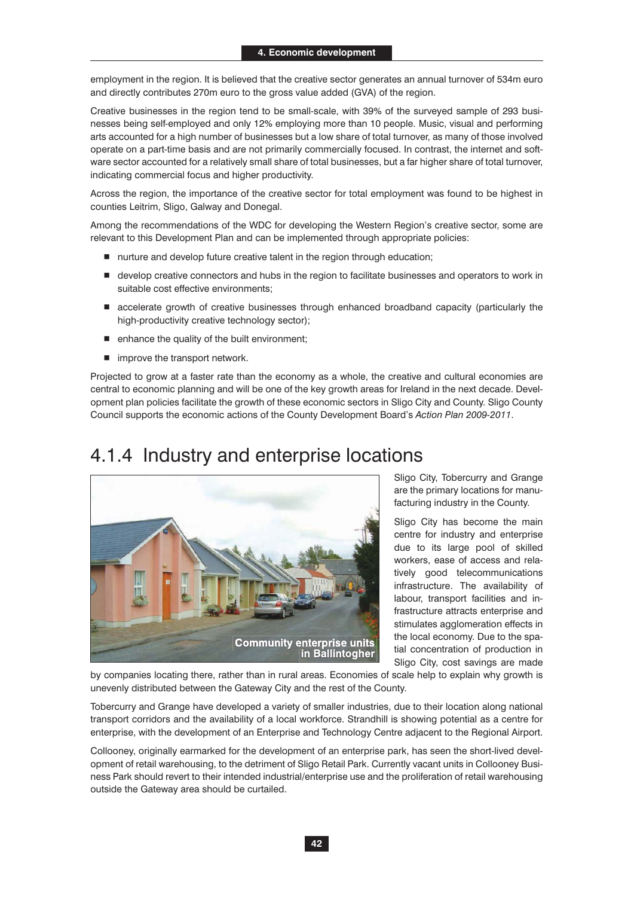employment in the region. It is believed that the creative sector generates an annual turnover of 534m euro and directly contributes 270m euro to the gross value added (GVA) of the region.

Creative businesses in the region tend to be small-scale, with 39% of the surveyed sample of 293 businesses being self-employed and only 12% employing more than 10 people. Music, visual and performing arts accounted for a high number of businesses but a low share of total turnover, as many of those involved operate on a part-time basis and are not primarily commercially focused. In contrast, the internet and software sector accounted for a relatively small share of total businesses, but a far higher share of total turnover, indicating commercial focus and higher productivity.

Across the region, the importance of the creative sector for total employment was found to be highest in counties Leitrim, Sligo, Galway and Donegal.

Among the recommendations of the WDC for developing the Western Region's creative sector, some are relevant to this Development Plan and can be implemented through appropriate policies:

- nurture and develop future creative talent in the region through education;
- develop creative connectors and hubs in the region to facilitate businesses and operators to work in suitable cost effective environments;
- accelerate growth of creative businesses through enhanced broadband capacity (particularly the high-productivity creative technology sector);
- enhance the quality of the built environment;
- improve the transport network.

Projected to grow at a faster rate than the economy as a whole, the creative and cultural economies are central to economic planning and will be one of the key growth areas for Ireland in the next decade. Development plan policies facilitate the growth of these economic sectors in Sligo City and County. Sligo County Council supports the economic actions of the County Development Board's *Action Plan 2009-2011*.

## 4.1.4 Industry and enterprise locations

Community enterprise units in Ballintogher

Sligo City, Tobercurry and Grange are the primary locations for manufacturing industry in the County.

Sligo City has become the main centre for industry and enterprise due to its large pool of skilled workers, ease of access and relatively good telecommunications infrastructure. The availability of labour, transport facilities and infrastructure attracts enterprise and stimulates agglomeration effects in the local economy. Due to the spatial concentration of production in Sligo City, cost savings are made by companies locating there, rather than in rural areas. Economies of scale help to explain why growth is unevenly distributed between the Gateway City and the rest of the County.

Tobercurry and Grange have developed a variety of smaller industries, due to their location along national transport corridors and the availability of a local workforce. Strandhill is showing potential as a centre for enterprise, with the development of an Enterprise and Technology Centre adjacent to the Regional Airport.

Collooney, originally earmarked for the development of an enterprise park, has seen the short-lived development of retail warehousing, to the detriment of Sligo Retail Park. Currently vacant units in Collooney Business Park should revert to their intended industrial/enterprise use and the proliferation of retail warehousing outside the Gateway area should be curtailed.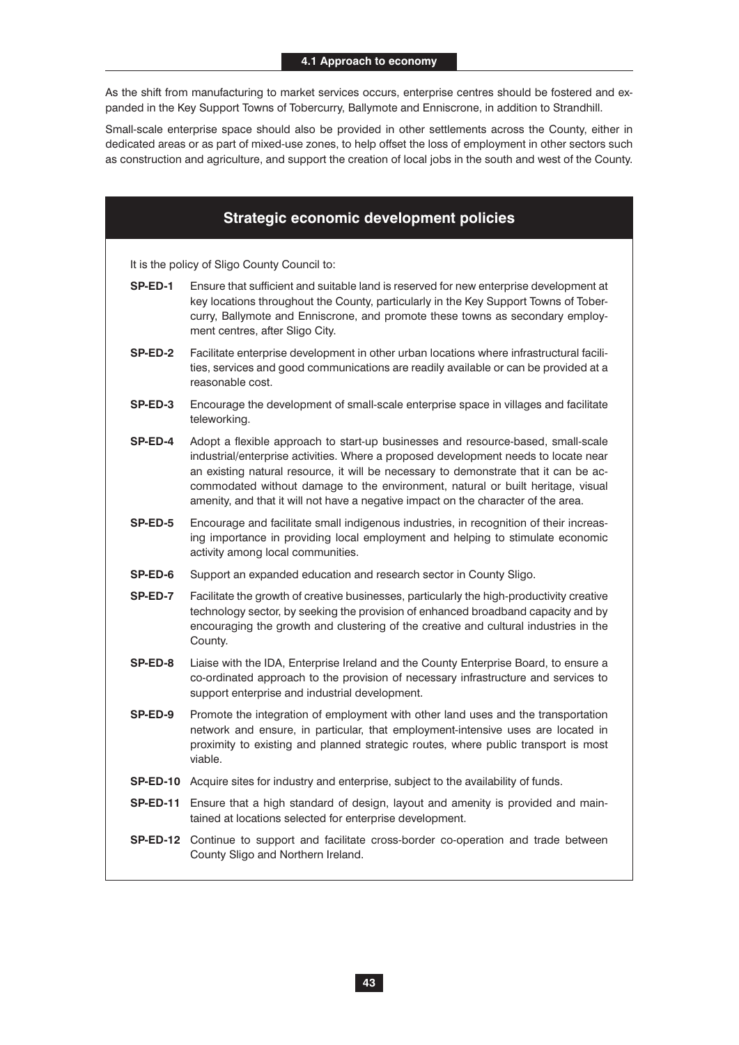As the shift from manufacturing to market services occurs, enterprise centres should be fostered and expanded in the Key Support Towns of Tobercurry, Ballymote and Enniscrone, in addition to Strandhill.

Small-scale enterprise space should also be provided in other settlements across the County, either in dedicated areas or as part of mixed-use zones, to help offset the loss of employment in other sectors such as construction and agriculture, and support the creation of local jobs in the south and west of the County.

## Strategic economic development policies

It is the policy of Sligo County Council to:

**SP-ED-1** Ensure that sufficient and suitable land is reserved for new enterprise development at key locations throughout the County, particularly in the Key Support Towns of Tobercurry, Ballymote and Enniscrone, and promote these towns as secondary employment centres, after Sligo City.

**SP-ED-2** Facilitate enterprise development in other urban locations where infrastructural facilities, services and good communications are readily available or can be provided at a reasonable cost.

**SP-ED-3** Encourage the development of small-scale enterprise space in villages and facilitate teleworking.

**SP-ED-4** Adopt a flexible approach to start-up businesses and resource-based, small-scale industrial/enterprise activities. Where a proposed development needs to locate near an existing natural resource, it will be necessary to demonstrate that it can be accommodated without damage to the environment, natural or built heritage, visual amenity, and that it will not have a negative impact on the character of the area.

**SP-ED-5** Encourage and facilitate small indigenous industries, in recognition of their increasing importance in providing local employment and helping to stimulate economic activity among local communities.

**SP-ED-6** Support an expanded education and research sector in County Sligo.

**SP-ED-7** Facilitate the growth of creative businesses, particularly the high-productivity creative technology sector, by seeking the provision of enhanced broadband capacity and by encouraging the growth and clustering of the creative and cultural industries in the County.

**SP-ED-8** Liaise with the IDA, Enterprise Ireland and the County Enterprise Board, to ensure a co-ordinated approach to the provision of necessary infrastructure and services to support enterprise and industrial development.

**SP-ED-9** Promote the integration of employment with other land uses and the transportation network and ensure, in particular, that employment-intensive uses are located in proximity to existing and planned strategic routes, where public transport is most viable.

**SP-ED-10** Acquire sites for industry and enterprise, subject to the availability of funds.

**SP-ED-11** Ensure that a high standard of design, layout and amenity is provided and maintained at locations selected for enterprise development.

**SP-ED-12** Continue to support and facilitate cross-border co-operation and trade between County Sligo and Northern Ireland.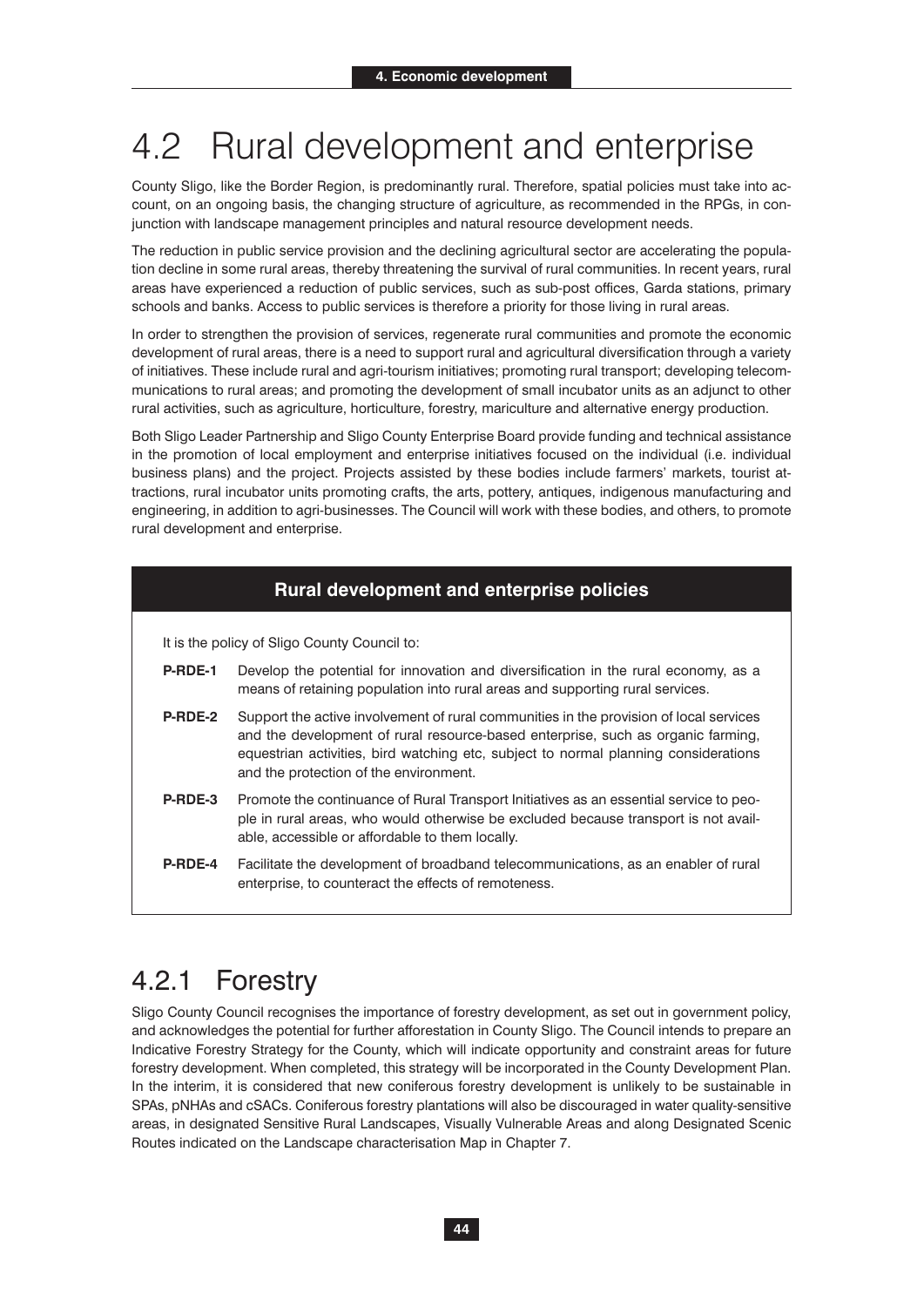# 4.2 Rural development and enterprise

County Sligo, like the Border Region, is predominantly rural. Therefore, spatial policies must take into account, on an ongoing basis, the changing structure of agriculture, as recommended in the RPGs, in conjunction with landscape management principles and natural resource development needs.

The reduction in public service provision and the declining agricultural sector are accelerating the population decline in some rural areas, thereby threatening the survival of rural communities. In recent years, rural areas have experienced a reduction of public services, such as sub-post offices, Garda stations, primary schools and banks. Access to public services is therefore a priority for those living in rural areas.

In order to strengthen the provision of services, regenerate rural communities and promote the economic development of rural areas, there is a need to support rural and agricultural diversification through a variety of initiatives. These include rural and agri-tourism initiatives; promoting rural transport; developing telecommunications to rural areas; and promoting the development of small incubator units as an adjunct to other rural activities, such as agriculture, horticulture, forestry, mariculture and alternative energy production.

Both Sligo Leader Partnership and Sligo County Enterprise Board provide funding and technical assistance in the promotion of local employment and enterprise initiatives focused on the individual (i.e. individual business plans) and the project. Projects assisted by these bodies include farmers' markets, tourist attractions, rural incubator units promoting crafts, the arts, pottery, antiques, indigenous manufacturing and engineering, in addition to agri-businesses. The Council will work with these bodies, and others, to promote rural development and enterprise.

**Rural development and enterprise policies**

It is the policy of Sligo County Council to:

**P-RDE-1** Develop the potential for innovation and diversification in the rural economy, as a means of retaining population into rural areas and supporting rural services.

**P-RDE-2** Support the active involvement of rural communities in the provision of local services and the development of rural resource-based enterprise, such as organic farming, equestrian activities, bird watching etc, subject to normal planning considerations and the protection of the environment.

**P-RDE-3** Promote the continuance of Rural Transport Initiatives as an essential service to people in rural areas, who would otherwise be excluded because transport is not available, accessible or affordable to them locally.

**P-RDE-4** Facilitate the development of broadband telecommunications, as an enabler of rural enterprise, to counteract the effects of remoteness.

## 4.2.1 Forestry

Sligo County Council recognises the importance of forestry development, as set out in government policy, and acknowledges the potential for further afforestation in County Sligo. The Council intends to prepare an Indicative Forestry Strategy for the County, which will indicate opportunity and constraint areas for future forestry development. When completed, this strategy will be incorporated in the County Development Plan. In the interim, it is considered that new coniferous forestry development is unlikely to be sustainable in SPAs, pNHAs and cSACs. Coniferous forestry plantations will also be discouraged in water quality-sensitive areas, in designated Sensitive Rural Landscapes, Visually Vulnerable Areas and along Designated Scenic Routes indicated on the Landscape characterisation Map in Chapter 7.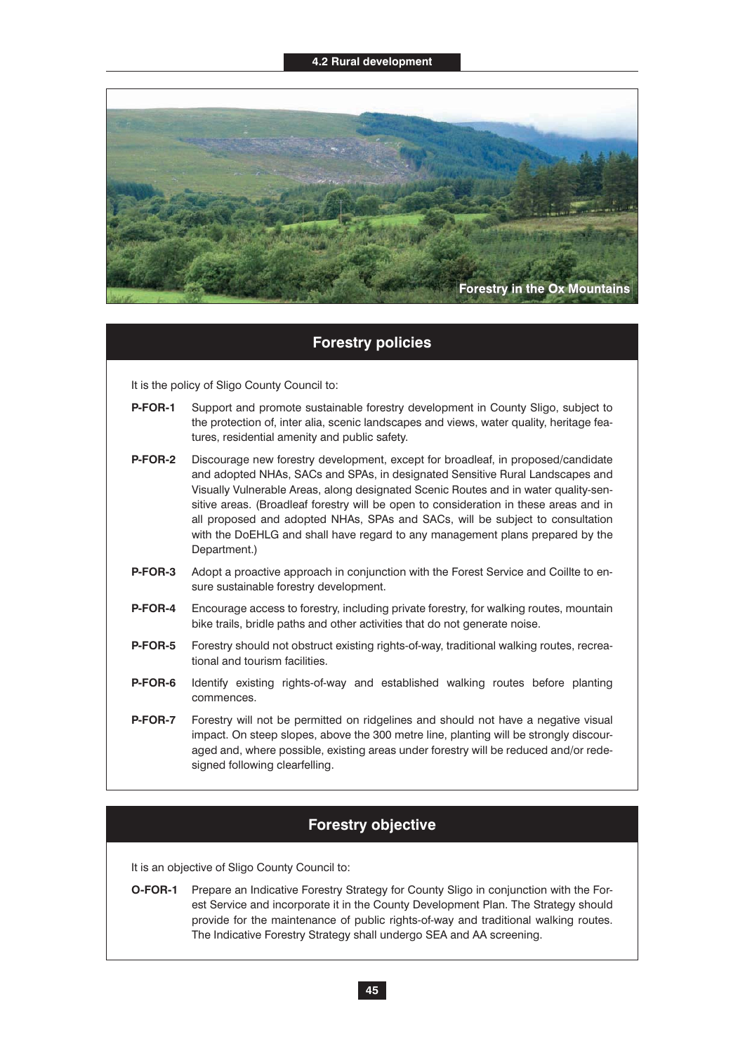Forestry in the Ox Mountains

## Forestry policies

It is the policy of Sligo County Council to:

**P-FOR-1** Support and promote sustainable forestry development in County Sligo, subject to the protection of, inter alia, scenic landscapes and views, water quality, heritage features, residential amenity and public safety.

**P-FOR-2** Discourage new forestry development, except for broadleaf, in proposed/candidate and adopted NHAs, SACs and SPAs, in designated Sensitive Rural Landscapes and Visually Vulnerable Areas, along designated Scenic Routes and in water quality-sensitive areas. (Broadleaf forestry will be open to consideration in these areas and in all proposed and adopted NHAs, SPAs and SACs, will be subject to consultation with the DoEHLG and shall have regard to any management plans prepared by the Department.)

**P-FOR-3** Adopt a proactive approach in conjunction with the Forest Service and Coillte to ensure sustainable forestry development.

**P-FOR-4** Encourage access to forestry, including private forestry, for walking routes, mountain bike trails, bridle paths and other activities that do not generate noise.

**P-FOR-5** Forestry should not obstruct existing rights-of-way, traditional walking routes, recreational and tourism facilities.

**P-FOR-6** Identify existing rights-of-way and established walking routes before planting commences.

**P-FOR-7** Forestry will not be permitted on ridgelines and should not have a negative visual impact. On steep slopes, above the 300 metre line, planting will be strongly discouraged and, where possible, existing areas under forestry will be reduced and/or redesigned following clearfelling.

## Forestry objective

It is an objective of Sligo County Council to:

**O-FOR-1** Prepare an Indicative Forestry Strategy for County Sligo in conjunction with the Forest Service and incorporate it in the County Development Plan. The Strategy should provide for the maintenance of public rights-of-way and traditional walking routes. The Indicative Forestry Strategy shall undergo SEA and AA screening.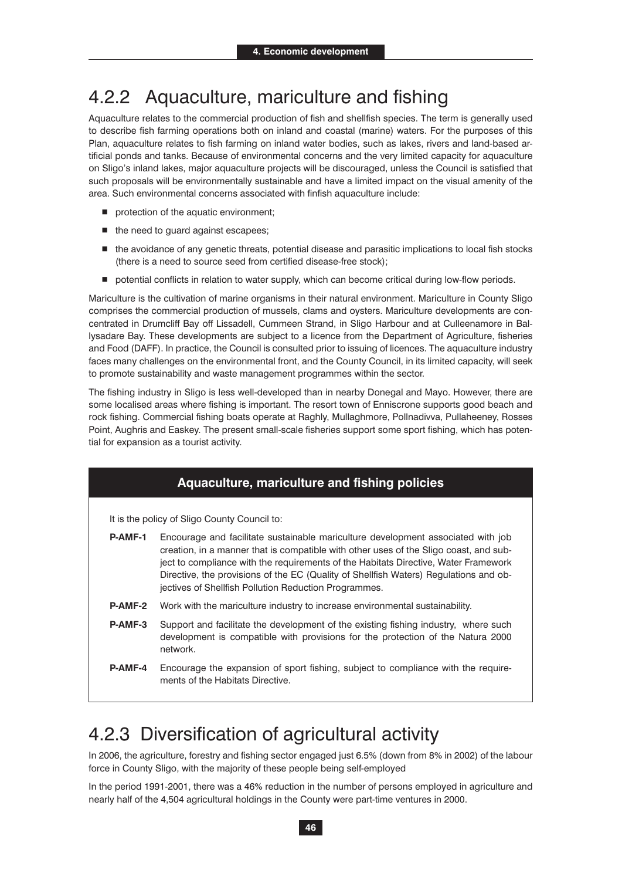## 4.2.2 Aquaculture, mariculture and fishing

Aquaculture relates to the commercial production of fish and shellfish species. The term is generally used to describe fish farming operations both on inland and coastal (marine) waters. For the purposes of this Plan, aquaculture relates to fish farming on inland water bodies, such as lakes, rivers and land-based artificial ponds and tanks. Because of environmental concerns and the very limited capacity for aquaculture on Sligo's inland lakes, major aquaculture projects will be discouraged, unless the Council is satisfied that such proposals will be environmentally sustainable and have a limited impact on the visual amenity of the area. Such environmental concerns associated with finfish aquaculture include:

- protection of the aquatic environment;
- the need to guard against escapees;
- the avoidance of any genetic threats, potential disease and parasitic implications to local fish stocks (there is a need to source seed from certified disease-free stock);
- potential conflicts in relation to water supply, which can become critical during low-flow periods.

Mariculture is the cultivation of marine organisms in their natural environment. Mariculture in County Sligo comprises the commercial production of mussels, clams and oysters. Mariculture developments are concentrated in Drumcliff Bay off Lissadell, Cummeen Strand, in Sligo Harbour and at Culleenamore in Ballysadare Bay. These developments are subject to a licence from the Department of Agriculture, fisheries and Food (DAFF). In practice, the Council is consulted prior to issuing of licences. The aquaculture industry faces many challenges on the environmental front, and the County Council, in its limited capacity, will seek to promote sustainability and waste management programmes within the sector.

The fishing industry in Sligo is less well-developed than in nearby Donegal and Mayo. However, there are some localised areas where fishing is important. The resort town of Enniscrone supports good beach and rock fishing. Commercial fishing boats operate at Raghly, Mullaghmore, Pollnadivva, Pullaheeney, Rosses Point, Aughris and Easkey. The present small-scale fisheries support some sport fishing, which has potential for expansion as a tourist activity.

### Aquaculture, mariculture and fishing policies

It is the policy of Sligo County Council to:

**P-AMF-1** Encourage and facilitate sustainable mariculture development associated with job creation, in a manner that is compatible with other uses of the Sligo coast, and subject to compliance with the requirements of the Habitats Directive, Water Framework Directive, the provisions of the EC (Quality of Shellfish Waters) Regulations and objectives of Shellfish Pollution Reduction Programmes.

**P-AMF-2** Work with the mariculture industry to increase environmental sustainability.

**P-AMF-3** Support and facilitate the development of the existing fishing industry, where such development is compatible with provisions for the protection of the Natura 2000 network.

**P-AMF-4** Encourage the expansion of sport fishing, subject to compliance with the requirements of the Habitats Directive.

## 4.2.3 Diversification of agricultural activity

In 2006, the agriculture, forestry and fishing sector engaged just 6.5% (down from 8% in 2002) of the labour force in County Sligo, with the majority of these people being self-employed

In the period 1991-2001, there was a 46% reduction in the number of persons employed in agriculture and nearly half of the 4,504 agricultural holdings in the County were part-time ventures in 2000.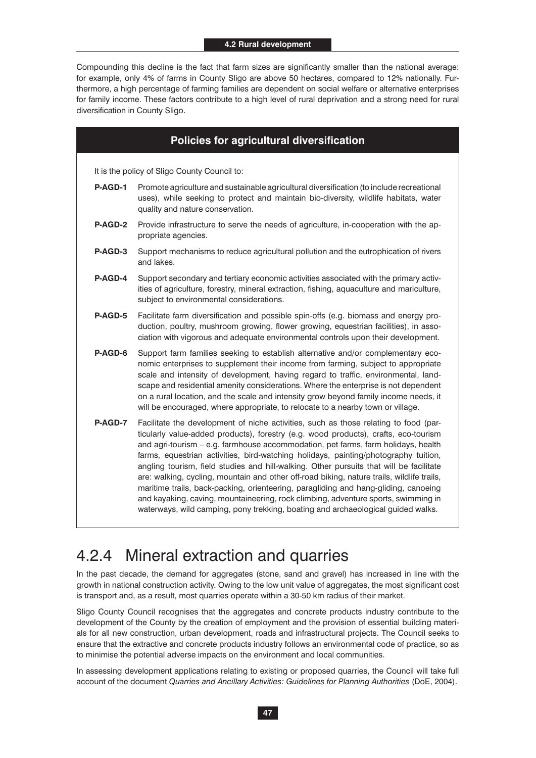Compounding this decline is the fact that farm sizes are significantly smaller than the national average: for example, only 4% of farms in County Sligo are above 50 hectares, compared to 12% nationally. Furthermore, a high percentage of farming families are dependent on social welfare or alternative enterprises for family income. These factors contribute to a high level of rural deprivation and a strong need for rural diversification in County Sligo.

**Policies for agricultural diversification**

It is the policy of Sligo County Council to:

**P-AGD-1** Promote agriculture and sustainable agricultural diversification (to include recreational uses), while seeking to protect and maintain bio-diversity, wildlife habitats, water quality and nature conservation.

**P-AGD-2** Provide infrastructure to serve the needs of agriculture, in-cooperation with the appropriate agencies.

**P-AGD-3** Support mechanisms to reduce agricultural pollution and the eutrophication of rivers and lakes.

**P-AGD-4** Support secondary and tertiary economic activities associated with the primary activities of agriculture, forestry, mineral extraction, fishing, aquaculture and mariculture, subject to environmental considerations.

**P-AGD-5** Facilitate farm diversification and possible spin-offs (e.g. biomass and energy production, poultry, mushroom growing, flower growing, equestrian facilities), in association with vigorous and adequate environmental controls upon their development.

**P-AGD-6** Support farm families seeking to establish alternative and/or complementary economic enterprises to supplement their income from farming, subject to appropriate scale and intensity of development, having regard to traffic, environmental, landscape and residential amenity considerations. Where the enterprise is not dependent on a rural location, and the scale and intensity grow beyond family income needs, it will be encouraged, where appropriate, to relocate to a nearby town or village.

**P-AGD-7** Facilitate the development of niche activities, such as those relating to food (particularly value-added products), forestry (e.g. wood products), crafts, eco-tourism and agri-tourism – e.g. farmhouse accommodation, pet farms, farm holidays, health farms, equestrian activities, bird-watching holidays, painting/photography tuition, angling tourism, field studies and hill-walking. Other pursuits that will be facilitate are: walking, cycling, mountain and other off-road biking, nature trails, wildlife trails, maritime trails, back-packing, orienteering, paragliding and hang-gliding, canoeing and kayaking, caving, mountaineering, rock climbing, adventure sports, swimming in waterways, wild camping, pony trekking, boating and archaeological guided walks.

## 4.2.4 Mineral extraction and quarries

In the past decade, the demand for aggregates (stone, sand and gravel) has increased in line with the growth in national construction activity. Owing to the low unit value of aggregates, the most significant cost is transport and, as a result, most quarries operate within a 30-50 km radius of their market.

Sligo County Council recognises that the aggregates and concrete products industry contribute to the development of the County by the creation of employment and the provision of essential building materials for all new construction, urban development, roads and infrastructural projects. The Council seeks to ensure that the extractive and concrete products industry follows an environmental code of practice, so as to minimise the potential adverse impacts on the environment and local communities.

In assessing development applications relating to existing or proposed quarries, the Council will take full account of the document *Quarries and Ancillary Activities: Guidelines for Planning Authorities* (DoE, 2004).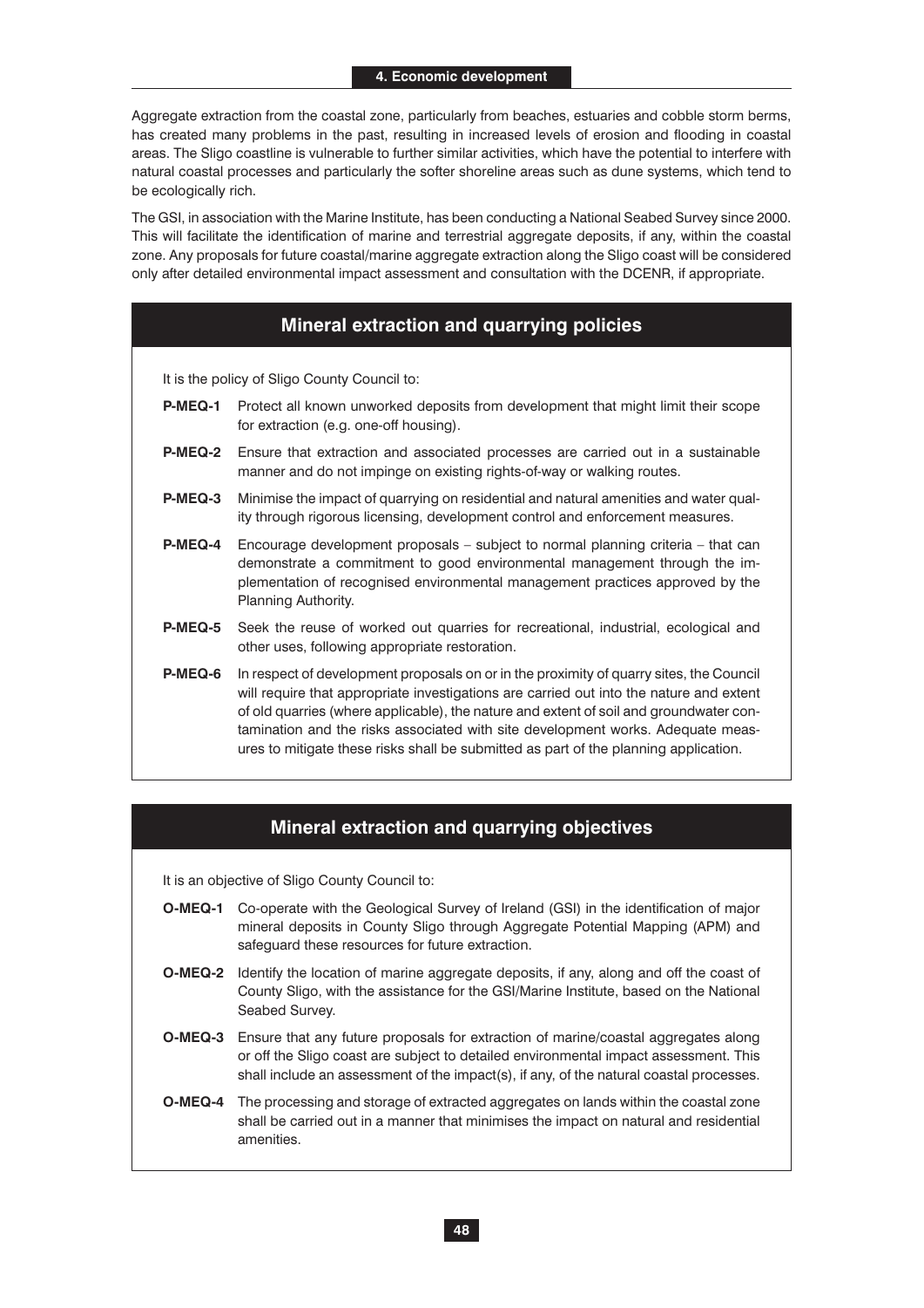Aggregate extraction from the coastal zone, particularly from beaches, estuaries and cobble storm berms, has created many problems in the past, resulting in increased levels of erosion and flooding in coastal areas. The Sligo coastline is vulnerable to further similar activities, which have the potential to interfere with natural coastal processes and particularly the softer shoreline areas such as dune systems, which tend to be ecologically rich.

The GSI, in association with the Marine Institute, has been conducting a National Seabed Survey since 2000. This will facilitate the identification of marine and terrestrial aggregate deposits, if any, within the coastal zone. Any proposals for future coastal/marine aggregate extraction along the Sligo coast will be considered only after detailed environmental impact assessment and consultation with the DCENR, if appropriate.

## Mineral extraction and quarrying policies

It is the policy of Sligo County Council to:

**P-MEQ-1** Protect all known unworked deposits from development that might limit their scope for extraction (e.g. one-off housing).

**P-MEQ-2** Ensure that extraction and associated processes are carried out in a sustainable manner and do not impinge on existing rights-of-way or walking routes.

**P-MEQ-3** Minimise the impact of quarrying on residential and natural amenities and water quality through rigorous licensing, development control and enforcement measures.

**P-MEQ-4** Encourage development proposals – subject to normal planning criteria – that can demonstrate a commitment to good environmental management through the implementation of recognised environmental management practices approved by the Planning Authority.

**P-MEQ-5** Seek the reuse of worked out quarries for recreational, industrial, ecological and other uses, following appropriate restoration.

**P-MEQ-6** In respect of development proposals on or in the proximity of quarry sites, the Council will require that appropriate investigations are carried out into the nature and extent of old quarries (where applicable), the nature and extent of soil and groundwater contamination and the risks associated with site development works. Adequate measures to mitigate these risks shall be submitted as part of the planning application.

## Mineral extraction and quarrying objectives

It is an objective of Sligo County Council to:

**O-MEQ-1** Co-operate with the Geological Survey of Ireland (GSI) in the identification of major mineral deposits in County Sligo through Aggregate Potential Mapping (APM) and safeguard these resources for future extraction.

**O-MEQ-2** Identify the location of marine aggregate deposits, if any, along and off the coast of County Sligo, with the assistance for the GSI/Marine Institute, based on the National Seabed Survey.

**O-MEQ-3** Ensure that any future proposals for extraction of marine/coastal aggregates along or off the Sligo coast are subject to detailed environmental impact assessment. This shall include an assessment of the impact(s), if any, of the natural coastal processes.

**O-MEQ-4** The processing and storage of extracted aggregates on lands within the coastal zone shall be carried out in a manner that minimises the impact on natural and residential amenities.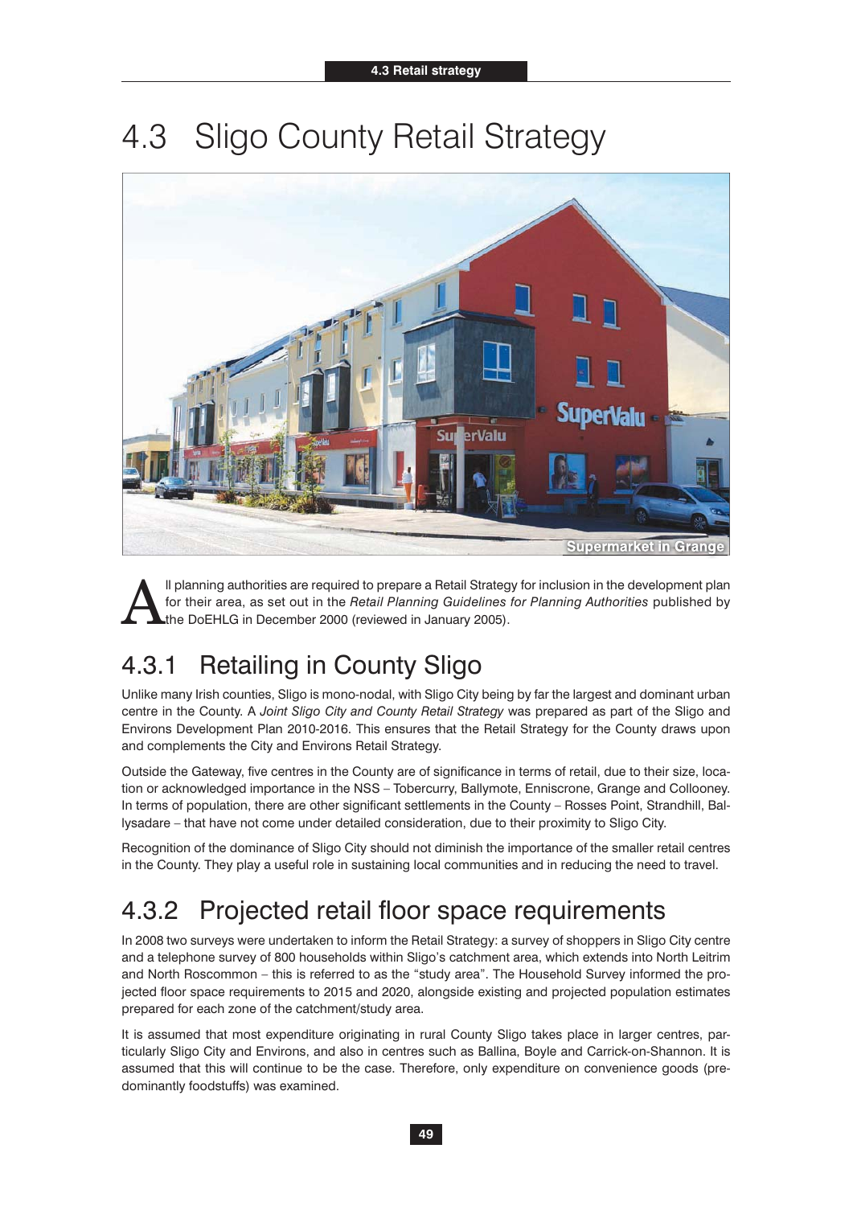# 4.3 Sligo County Retail Strategy

Supermarket in Grange

All planning authorities are required to prepare a Retail Strategy for inclusion in the development plan for their area, as set out in the *Retail Planning Guidelines for Planning Authorities* published by the DoEHLG in December 2000 (reviewed in January 2005).

## 4.3.1 Retailing in County Sligo

Unlike many Irish counties, Sligo is mono-nodal, with Sligo City being by far the largest and dominant urban centre in the County. A *Joint Sligo City and County Retail Strategy* was prepared as part of the Sligo and Environs Development Plan 2010-2016. This ensures that the Retail Strategy for the County draws upon and complements the City and Environs Retail Strategy.

Outside the Gateway, five centres in the County are of significance in terms of retail, due to their size, location or acknowledged importance in the NSS – Tobercurry, Ballymote, Enniscrone, Grange and Collooney. In terms of population, there are other significant settlements in the County – Rosses Point, Strandhill, Ballysadare – that have not come under detailed consideration, due to their proximity to Sligo City.

Recognition of the dominance of Sligo City should not diminish the importance of the smaller retail centres in the County. They play a useful role in sustaining local communities and in reducing the need to travel.

## 4.3.2 Projected retail floor space requirements

In 2008 two surveys were undertaken to inform the Retail Strategy: a survey of shoppers in Sligo City centre and a telephone survey of 800 households within Sligo's catchment area, which extends into North Leitrim and North Roscommon – this is referred to as the "study area". The Household Survey informed the projected floor space requirements to 2015 and 2020, alongside existing and projected population estimates prepared for each zone of the catchment/study area.

It is assumed that most expenditure originating in rural County Sligo takes place in larger centres, particularly Sligo City and Environs, and also in centres such as Ballina, Boyle and Carrick-on-Shannon. It is assumed that this will continue to be the case. Therefore, only expenditure on convenience goods (predominantly foodstuffs) was examined.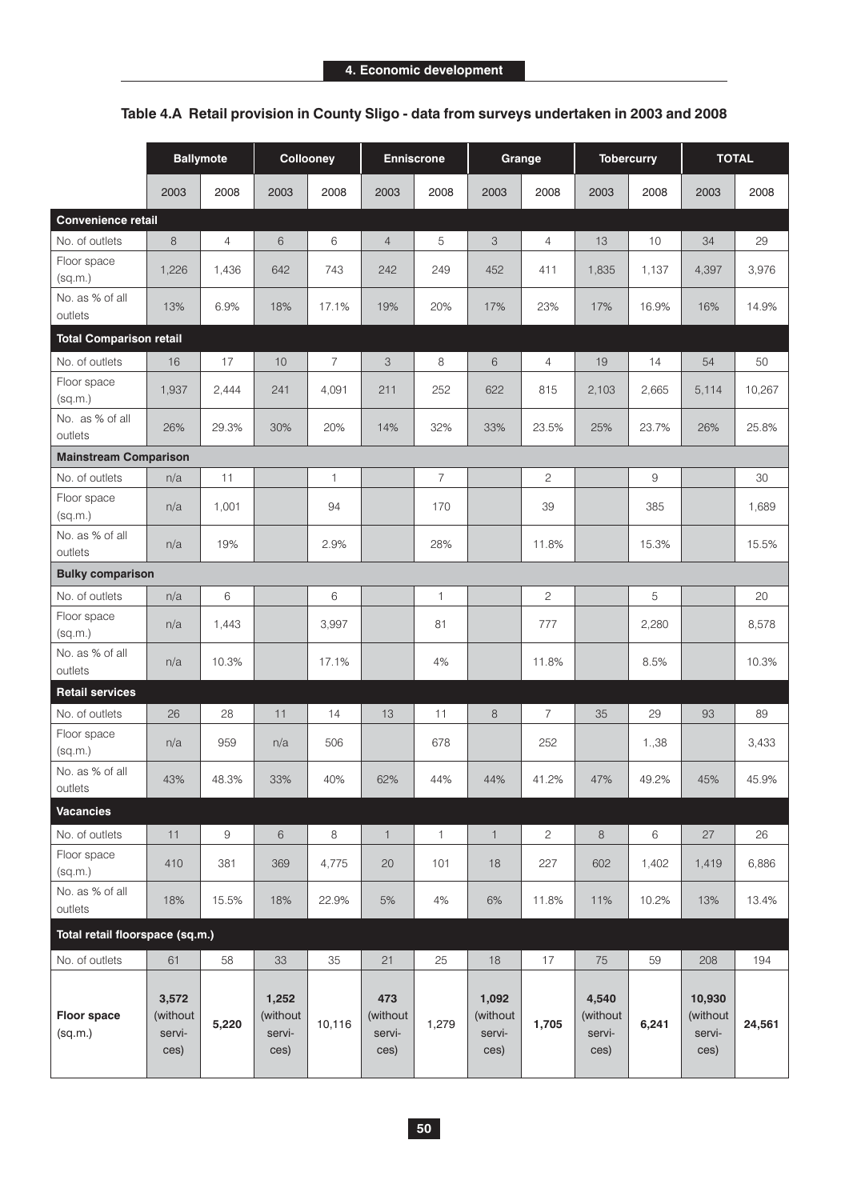## Table 4.A Retail provision in County Sligo - data from surveys undertaken in 2003 and 2008

| | Ballymote | | Collooney | | Enniscrone | | Grange | | Tobercurry | | TOTAL | |
|---|---|---|---|---|---|---|---|---|---|---|---|---|
| | 2003 | 2008 | 2003 | 2008 | 2003 | 2008 | 2003 | 2008 | 2003 | 2008 | 2003 | 2008 |
| **Convenience retail** | | | | | | | | | | | | |
| No. of outlets | 8 | 4 | 6 | 6 | 4 | 5 | 3 | 4 | 13 | 10 | 34 | 29 |
| Floor space (sq.m.) | 1,226 | 1,436 | 642 | 743 | 242 | 249 | 452 | 411 | 1,835 | 1,137 | 4,397 | 3,976 |
| No. as % of all outlets | 13% | 6.9% | 18% | 17.1% | 19% | 20% | 17% | 23% | 17% | 16.9% | 16% | 14.9% |
| **Total Comparison retail** | | | | | | | | | | | | |
| No. of outlets | 16 | 17 | 10 | 7 | 3 | 8 | 6 | 4 | 19 | 14 | 54 | 50 |
| Floor space (sq.m.) | 1,937 | 2,444 | 241 | 4,091 | 211 | 252 | 622 | 815 | 2,103 | 2,665 | 5,114 | 10,267 |
| No. as % of all outlets | 26% | 29.3% | 30% | 20% | 14% | 32% | 33% | 23.5% | 25% | 23.7% | 26% | 25.8% |
| **Mainstream Comparison** | | | | | | | | | | | | |
| No. of outlets | n/a | 11 | | 1 | | 7 | | 2 | | 9 | | 30 |
| Floor space (sq.m.) | n/a | 1,001 | | 94 | | 170 | | 39 | | 385 | | 1,689 |
| No. as % of all outlets | n/a | 19% | | 2.9% | | 28% | | 11.8% | | 15.3% | | 15.5% |
| **Bulky comparison** | | | | | | | | | | | | |
| No. of outlets | n/a | 6 | | 6 | | 1 | | 2 | | 5 | | 20 |
| Floor space (sq.m.) | n/a | 1,443 | | 3,997 | | 81 | | 777 | | 2,280 | | 8,578 |
| No. as % of all outlets | n/a | 10.3% | | 17.1% | | 4% | | 11.8% | | 8.5% | | 10.3% |
| **Retail services** | | | | | | | | | | | | |
| No. of outlets | 26 | 28 | 11 | 14 | 13 | 11 | 8 | 7 | 35 | 29 | 93 | 89 |
| Floor space (sq.m.) | n/a | 959 | n/a | 506 | | 678 | | 252 | | 1.,38 | | 3,433 |
| No. as % of all outlets | 43% | 48.3% | 33% | 40% | 62% | 44% | 44% | 41.2% | 47% | 49.2% | 45% | 45.9% |
| **Vacancies** | | | | | | | | | | | | |
| No. of outlets | 11 | 9 | 6 | 8 | 1 | 1 | 1 | 2 | 8 | 6 | 27 | 26 |
| Floor space (sq.m.) | 410 | 381 | 369 | 4,775 | 20 | 101 | 18 | 227 | 602 | 1,402 | 1,419 | 6,886 |
| No. as % of all outlets | 18% | 15.5% | 18% | 22.9% | 5% | 4% | 6% | 11.8% | 11% | 10.2% | 13% | 13.4% |
| **Total retail floorspace (sq.m.)** | | | | | | | | | | | | |
| No. of outlets | 61 | 58 | 33 | 35 | 21 | 25 | 18 | 17 | 75 | 59 | 208 | 194 |
| **Floor space (sq.m.)** | **3,572** (without servi-ces) | **5,220** | **1,252** (without servi-ces) | 10,116 | **473** (without servi-ces) | 1,279 | **1,092** (without servi-ces) | **1,705** | **4,540** (without servi-ces) | **6,241** | **10,930** (without servi-ces) | **24,561** |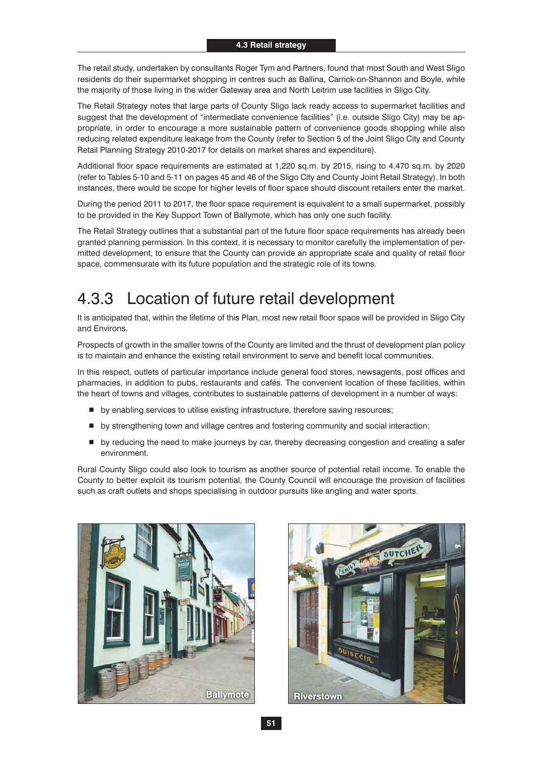The retail study, undertaken by consultants Roger Tym and Partners, found that most South and West Sligo residents do their supermarket shopping in centres such as Ballina, Carrick-on-Shannon and Boyle, while the majority of those living in the wider Gateway area and North Leitrim use facilities in Sligo City.

The Retail Strategy notes that large parts of County Sligo lack ready access to supermarket facilities and suggest that the development of "intermediate convenience facilities" (i.e. outside Sligo City) may be appropriate, in order to encourage a more sustainable pattern of convenience goods shopping while also reducing related expenditure leakage from the County (refer to Section 5 of the Joint Sligo City and County Retail Planning Strategy 2010-2017 for details on market shares and expenditure).

Additional floor space requirements are estimated at 1,220 sq.m. by 2015, rising to 4,470 sq.m. by 2020 (refer to Tables 5-10 and 5-11 on pages 45 and 46 of the Sligo City and County Joint Retail Strategy). In both instances, there would be scope for higher levels of floor space should discount retailers enter the market.

During the period 2011 to 2017, the floor space requirement is equivalent to a small supermarket, possibly to be provided in the Key Support Town of Ballymote, which has only one such facility.

The Retail Strategy outlines that a substantial part of the future floor space requirements has already been granted planning permission. In this context, it is necessary to monitor carefully the implementation of permitted development, to ensure that the County can provide an appropriate scale and quality of retail floor space, commensurate with its future population and the strategic role of its towns.

## 4.3.3 Location of future retail development

It is anticipated that, within the lifetime of this Plan, most new retail floor space will be provided in Sligo City and Environs.

Prospects of growth in the smaller towns of the County are limited and the thrust of development plan policy is to maintain and enhance the existing retail environment to serve and benefit local communities.

In this respect, outlets of particular importance include general food stores, newsagents, post offices and pharmacies, in addition to pubs, restaurants and cafés. The convenient location of these facilities, within the heart of towns and villages, contributes to sustainable patterns of development in a number of ways:

- by enabling services to utilise existing infrastructure, therefore saving resources;
- by strengthening town and village centres and fostering community and social interaction;
- by reducing the need to make journeys by car, thereby decreasing congestion and creating a safer environment.

Rural County Sligo could also look to tourism as another source of potential retail income. To enable the County to better exploit its tourism potential, the County Council will encourage the provision of facilities such as craft outlets and shops specialising in outdoor pursuits like angling and water sports.

Ballymote

Riverstown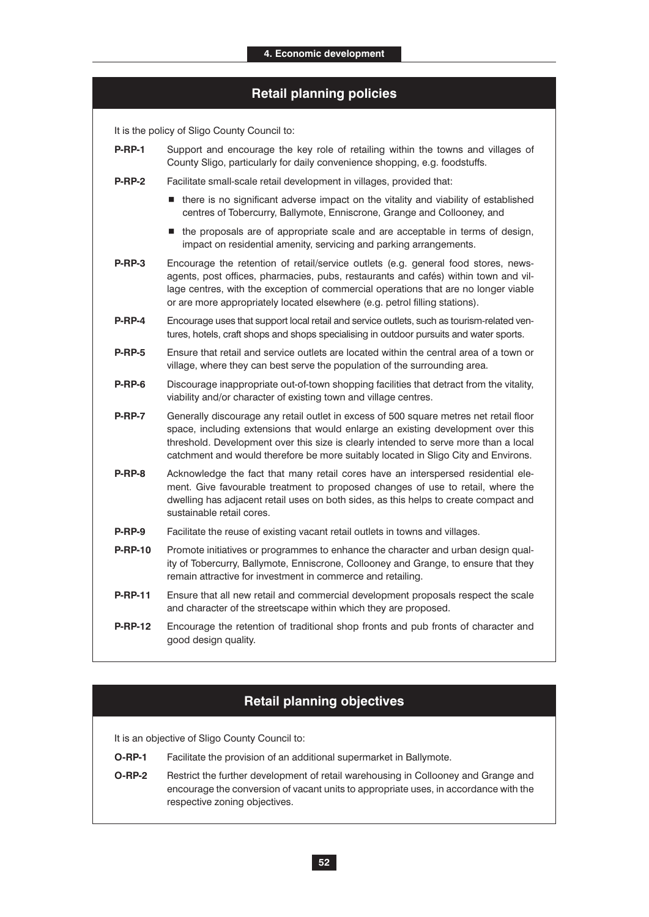## Retail planning policies

It is the policy of Sligo County Council to:

**P-RP-1** Support and encourage the key role of retailing within the towns and villages of County Sligo, particularly for daily convenience shopping, e.g. foodstuffs.

**P-RP-2** Facilitate small-scale retail development in villages, provided that:

- there is no significant adverse impact on the vitality and viability of established centres of Tobercurry, Ballymote, Enniscrone, Grange and Collooney, and
- the proposals are of appropriate scale and are acceptable in terms of design, impact on residential amenity, servicing and parking arrangements.

**P-RP-3** Encourage the retention of retail/service outlets (e.g. general food stores, newsagents, post offices, pharmacies, pubs, restaurants and cafés) within town and village centres, with the exception of commercial operations that are no longer viable or are more appropriately located elsewhere (e.g. petrol filling stations).

**P-RP-4** Encourage uses that support local retail and service outlets, such as tourism-related ventures, hotels, craft shops and shops specialising in outdoor pursuits and water sports.

**P-RP-5** Ensure that retail and service outlets are located within the central area of a town or village, where they can best serve the population of the surrounding area.

**P-RP-6** Discourage inappropriate out-of-town shopping facilities that detract from the vitality, viability and/or character of existing town and village centres.

**P-RP-7** Generally discourage any retail outlet in excess of 500 square metres net retail floor space, including extensions that would enlarge an existing development over this threshold. Development over this size is clearly intended to serve more than a local catchment and would therefore be more suitably located in Sligo City and Environs.

**P-RP-8** Acknowledge the fact that many retail cores have an interspersed residential element. Give favourable treatment to proposed changes of use to retail, where the dwelling has adjacent retail uses on both sides, as this helps to create compact and sustainable retail cores.

**P-RP-9** Facilitate the reuse of existing vacant retail outlets in towns and villages.

**P-RP-10** Promote initiatives or programmes to enhance the character and urban design quality of Tobercurry, Ballymote, Enniscrone, Collooney and Grange, to ensure that they remain attractive for investment in commerce and retailing.

**P-RP-11** Ensure that all new retail and commercial development proposals respect the scale and character of the streetscape within which they are proposed.

**P-RP-12** Encourage the retention of traditional shop fronts and pub fronts of character and good design quality.

## Retail planning objectives

It is an objective of Sligo County Council to:

**O-RP-1** Facilitate the provision of an additional supermarket in Ballymote.

**O-RP-2** Restrict the further development of retail warehousing in Collooney and Grange and encourage the conversion of vacant units to appropriate uses, in accordance with the respective zoning objectives.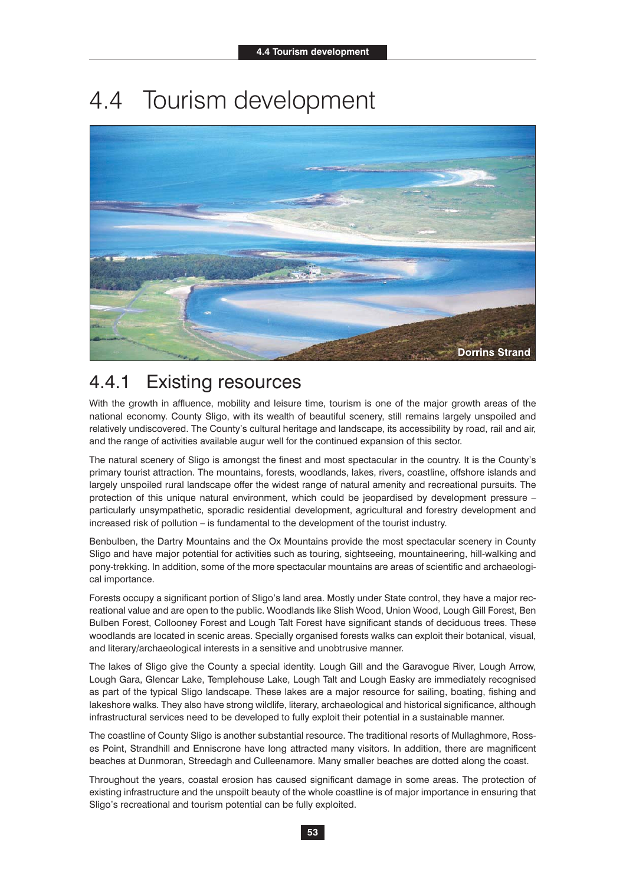# 4.4 Tourism development

Dorrins Strand

## 4.4.1 Existing resources

With the growth in affluence, mobility and leisure time, tourism is one of the major growth areas of the national economy. County Sligo, with its wealth of beautiful scenery, still remains largely unspoiled and relatively undiscovered. The County's cultural heritage and landscape, its accessibility by road, rail and air, and the range of activities available augur well for the continued expansion of this sector.

The natural scenery of Sligo is amongst the finest and most spectacular in the country. It is the County's primary tourist attraction. The mountains, forests, woodlands, lakes, rivers, coastline, offshore islands and largely unspoiled rural landscape offer the widest range of natural amenity and recreational pursuits. The protection of this unique natural environment, which could be jeopardised by development pressure – particularly unsympathetic, sporadic residential development, agricultural and forestry development and increased risk of pollution – is fundamental to the development of the tourist industry.

Benbulben, the Dartry Mountains and the Ox Mountains provide the most spectacular scenery in County Sligo and have major potential for activities such as touring, sightseeing, mountaineering, hill-walking and pony-trekking. In addition, some of the more spectacular mountains are areas of scientific and archaeological importance.

Forests occupy a significant portion of Sligo's land area. Mostly under State control, they have a major recreational value and are open to the public. Woodlands like Slish Wood, Union Wood, Lough Gill Forest, Ben Bulben Forest, Collooney Forest and Lough Talt Forest have significant stands of deciduous trees. These woodlands are located in scenic areas. Specially organised forests walks can exploit their botanical, visual, and literary/archaeological interests in a sensitive and unobtrusive manner.

The lakes of Sligo give the County a special identity. Lough Gill and the Garavogue River, Lough Arrow, Lough Gara, Glencar Lake, Templehouse Lake, Lough Talt and Lough Easky are immediately recognised as part of the typical Sligo landscape. These lakes are a major resource for sailing, boating, fishing and lakeshore walks. They also have strong wildlife, literary, archaeological and historical significance, although infrastructural services need to be developed to fully exploit their potential in a sustainable manner.

The coastline of County Sligo is another substantial resource. The traditional resorts of Mullaghmore, Rosses Point, Strandhill and Enniscrone have long attracted many visitors. In addition, there are magnificent beaches at Dunmoran, Streedagh and Culleenamore. Many smaller beaches are dotted along the coast.

Throughout the years, coastal erosion has caused significant damage in some areas. The protection of existing infrastructure and the unspoilt beauty of the whole coastline is of major importance in ensuring that Sligo's recreational and tourism potential can be fully exploited.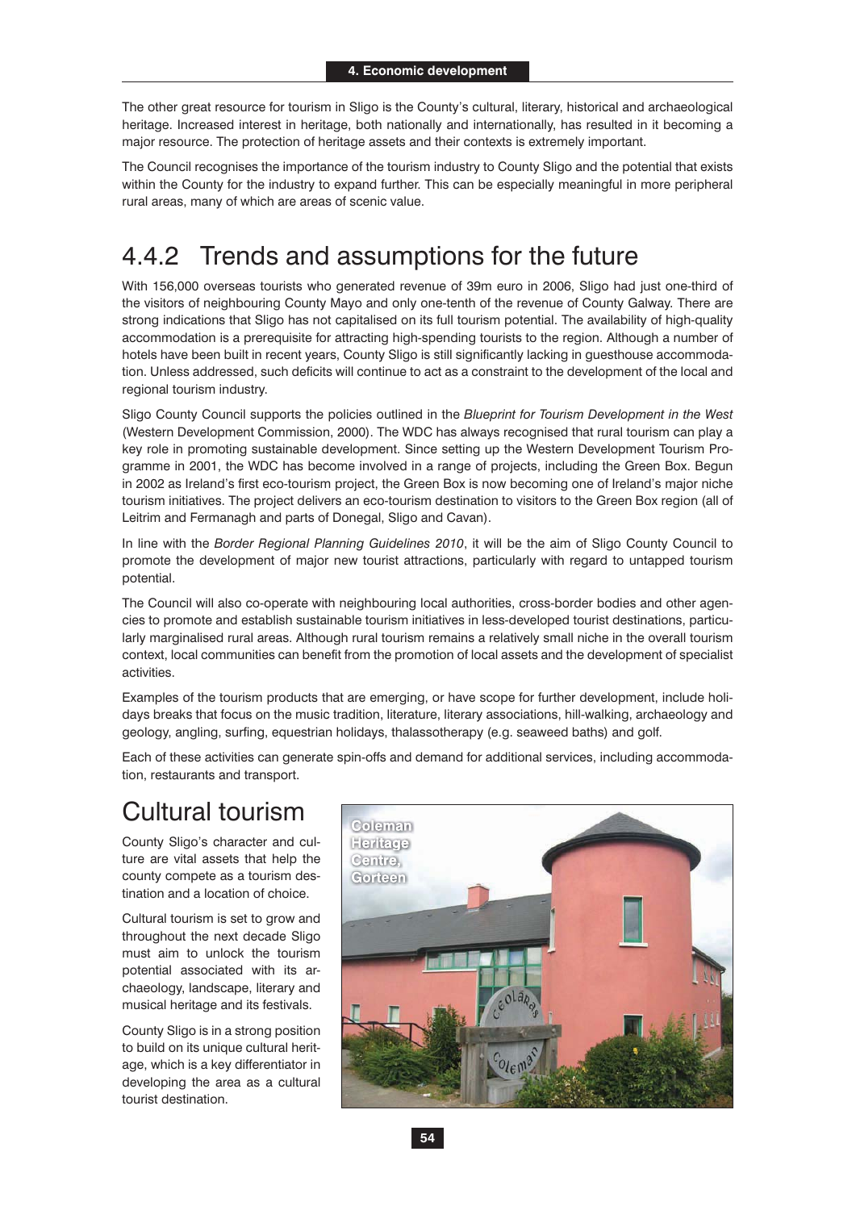The other great resource for tourism in Sligo is the County's cultural, literary, historical and archaeological heritage. Increased interest in heritage, both nationally and internationally, has resulted in it becoming a major resource. The protection of heritage assets and their contexts is extremely important.

The Council recognises the importance of the tourism industry to County Sligo and the potential that exists within the County for the industry to expand further. This can be especially meaningful in more peripheral rural areas, many of which are areas of scenic value.

## 4.4.2 Trends and assumptions for the future

With 156,000 overseas tourists who generated revenue of 39m euro in 2006, Sligo had just one-third of the visitors of neighbouring County Mayo and only one-tenth of the revenue of County Galway. There are strong indications that Sligo has not capitalised on its full tourism potential. The availability of high-quality accommodation is a prerequisite for attracting high-spending tourists to the region. Although a number of hotels have been built in recent years, County Sligo is still significantly lacking in guesthouse accommodation. Unless addressed, such deficits will continue to act as a constraint to the development of the local and regional tourism industry.

Sligo County Council supports the policies outlined in the *Blueprint for Tourism Development in the West* (Western Development Commission, 2000). The WDC has always recognised that rural tourism can play a key role in promoting sustainable development. Since setting up the Western Development Tourism Programme in 2001, the WDC has become involved in a range of projects, including the Green Box. Begun in 2002 as Ireland's first eco-tourism project, the Green Box is now becoming one of Ireland's major niche tourism initiatives. The project delivers an eco-tourism destination to visitors to the Green Box region (all of Leitrim and Fermanagh and parts of Donegal, Sligo and Cavan).

In line with the *Border Regional Planning Guidelines 2010*, it will be the aim of Sligo County Council to promote the development of major new tourist attractions, particularly with regard to untapped tourism potential.

The Council will also co-operate with neighbouring local authorities, cross-border bodies and other agencies to promote and establish sustainable tourism initiatives in less-developed tourist destinations, particularly marginalised rural areas. Although rural tourism remains a relatively small niche in the overall tourism context, local communities can benefit from the promotion of local assets and the development of specialist activities.

Examples of the tourism products that are emerging, or have scope for further development, include holidays breaks that focus on the music tradition, literature, literary associations, hill-walking, archaeology and geology, angling, surfing, equestrian holidays, thalassotherapy (e.g. seaweed baths) and golf.

Each of these activities can generate spin-offs and demand for additional services, including accommodation, restaurants and transport.

## Cultural tourism

County Sligo's character and culture are vital assets that help the county compete as a tourism destination and a location of choice.

Cultural tourism is set to grow and throughout the next decade Sligo must aim to unlock the tourism potential associated with its archaeology, landscape, literary and musical heritage and its festivals.

County Sligo is in a strong position to build on its unique cultural heritage, which is a key differentiator in developing the area as a cultural tourist destination.

Coleman Heritage Centre, Gorteen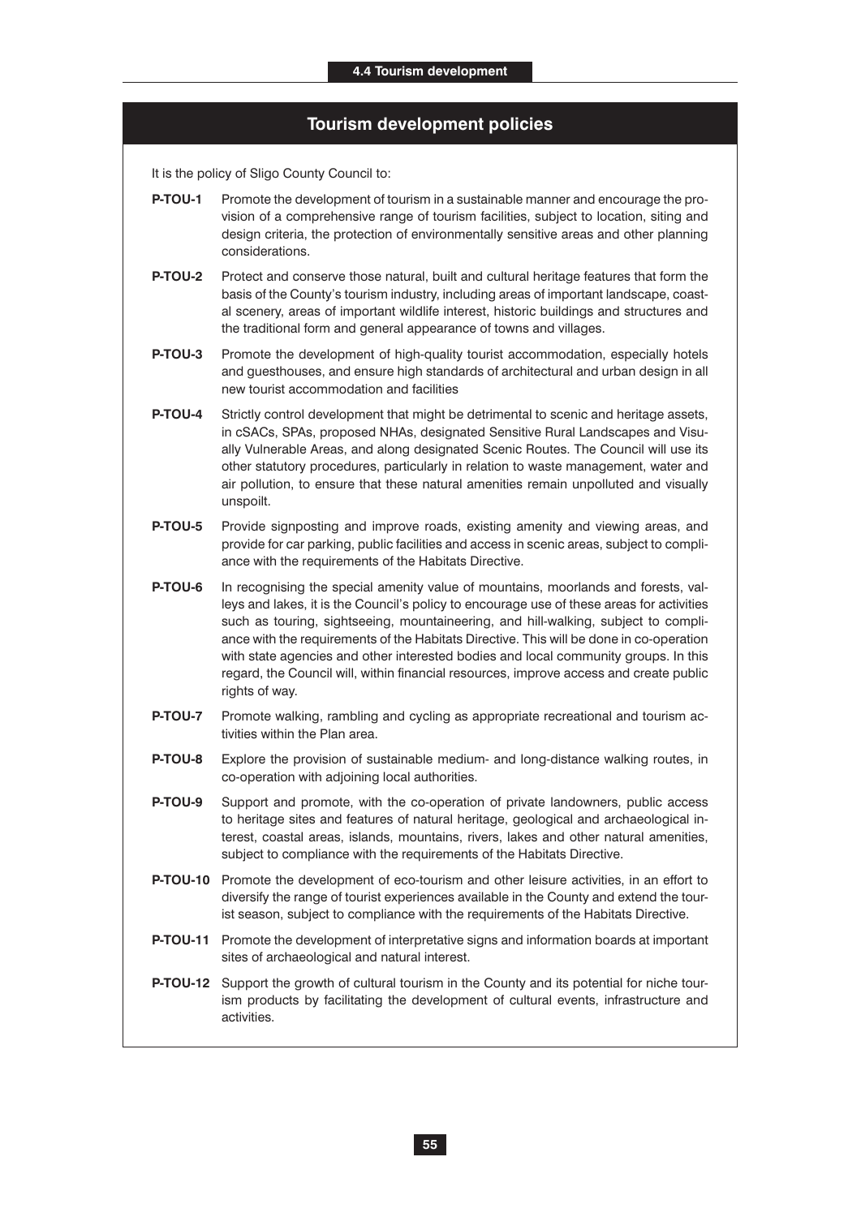## Tourism development policies

It is the policy of Sligo County Council to:

**P-TOU-1** Promote the development of tourism in a sustainable manner and encourage the provision of a comprehensive range of tourism facilities, subject to location, siting and design criteria, the protection of environmentally sensitive areas and other planning considerations.

**P-TOU-2** Protect and conserve those natural, built and cultural heritage features that form the basis of the County's tourism industry, including areas of important landscape, coastal scenery, areas of important wildlife interest, historic buildings and structures and the traditional form and general appearance of towns and villages.

**P-TOU-3** Promote the development of high-quality tourist accommodation, especially hotels and guesthouses, and ensure high standards of architectural and urban design in all new tourist accommodation and facilities

**P-TOU-4** Strictly control development that might be detrimental to scenic and heritage assets, in cSACs, SPAs, proposed NHAs, designated Sensitive Rural Landscapes and Visually Vulnerable Areas, and along designated Scenic Routes. The Council will use its other statutory procedures, particularly in relation to waste management, water and air pollution, to ensure that these natural amenities remain unpolluted and visually unspoilt.

**P-TOU-5** Provide signposting and improve roads, existing amenity and viewing areas, and provide for car parking, public facilities and access in scenic areas, subject to compliance with the requirements of the Habitats Directive.

**P-TOU-6** In recognising the special amenity value of mountains, moorlands and forests, valleys and lakes, it is the Council's policy to encourage use of these areas for activities such as touring, sightseeing, mountaineering, and hill-walking, subject to compliance with the requirements of the Habitats Directive. This will be done in co-operation with state agencies and other interested bodies and local community groups. In this regard, the Council will, within financial resources, improve access and create public rights of way.

**P-TOU-7** Promote walking, rambling and cycling as appropriate recreational and tourism activities within the Plan area.

**P-TOU-8** Explore the provision of sustainable medium- and long-distance walking routes, in co-operation with adjoining local authorities.

**P-TOU-9** Support and promote, with the co-operation of private landowners, public access to heritage sites and features of natural heritage, geological and archaeological interest, coastal areas, islands, mountains, rivers, lakes and other natural amenities, subject to compliance with the requirements of the Habitats Directive.

**P-TOU-10** Promote the development of eco-tourism and other leisure activities, in an effort to diversify the range of tourist experiences available in the County and extend the tourist season, subject to compliance with the requirements of the Habitats Directive.

**P-TOU-11** Promote the development of interpretative signs and information boards at important sites of archaeological and natural interest.

**P-TOU-12** Support the growth of cultural tourism in the County and its potential for niche tourism products by facilitating the development of cultural events, infrastructure and activities.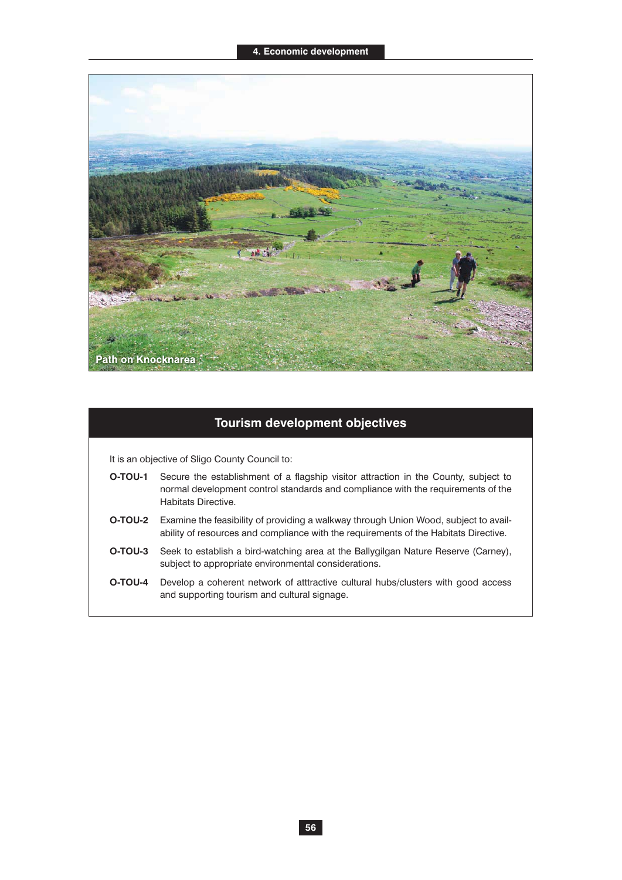Path on Knocknarea

## Tourism development objectives

It is an objective of Sligo County Council to:

**O-TOU-1** Secure the establishment of a flagship visitor attraction in the County, subject to normal development control standards and compliance with the requirements of the Habitats Directive.

**O-TOU-2** Examine the feasibility of providing a walkway through Union Wood, subject to availability of resources and compliance with the requirements of the Habitats Directive.

**O-TOU-3** Seek to establish a bird-watching area at the Ballygilgan Nature Reserve (Carney), subject to appropriate environmental considerations.

**O-TOU-4** Develop a coherent network of atttractive cultural hubs/clusters with good access and supporting tourism and cultural signage.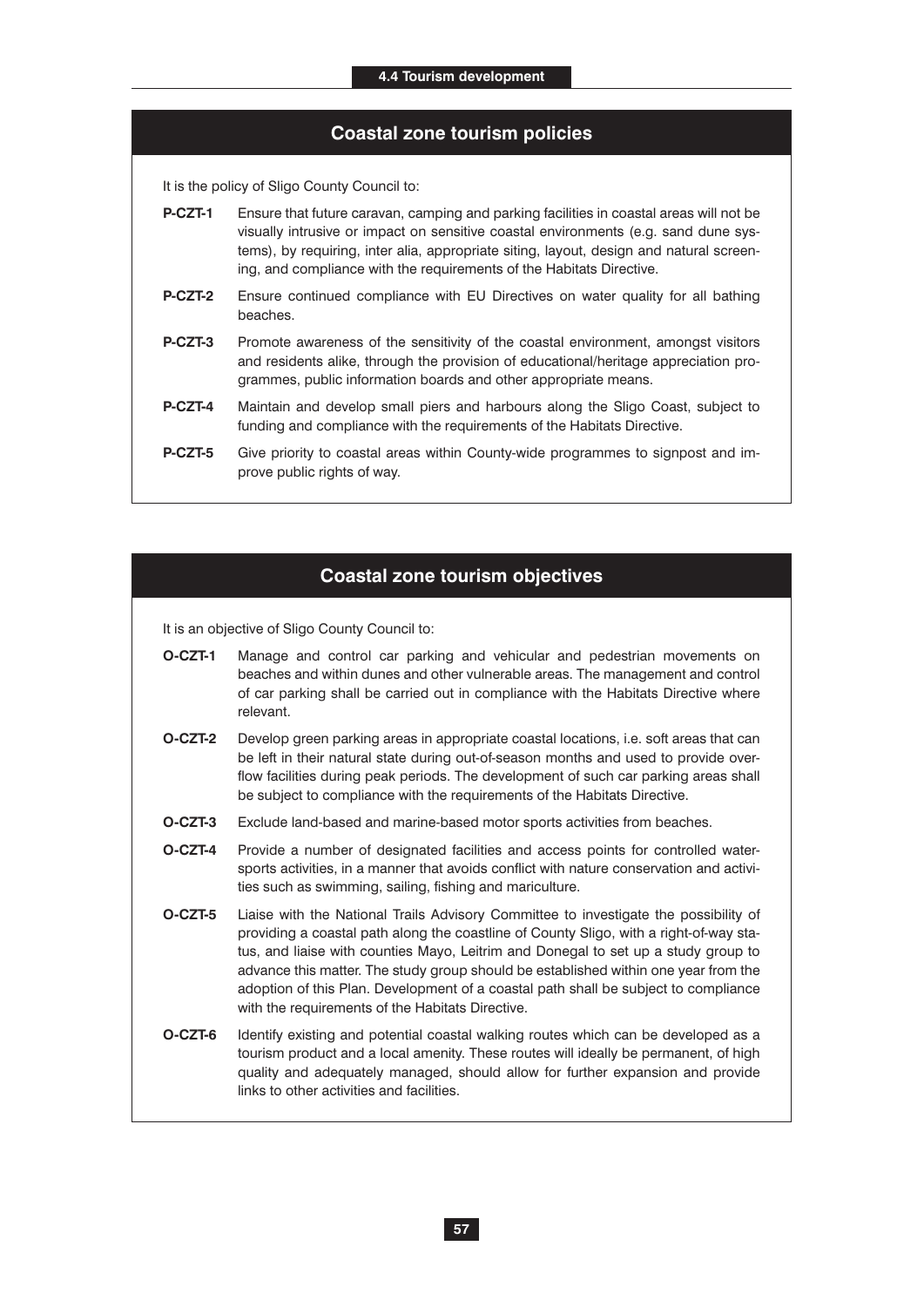## Coastal zone tourism policies

It is the policy of Sligo County Council to:

**P-CZT-1** Ensure that future caravan, camping and parking facilities in coastal areas will not be visually intrusive or impact on sensitive coastal environments (e.g. sand dune systems), by requiring, inter alia, appropriate siting, layout, design and natural screening, and compliance with the requirements of the Habitats Directive.

**P-CZT-2** Ensure continued compliance with EU Directives on water quality for all bathing beaches.

**P-CZT-3** Promote awareness of the sensitivity of the coastal environment, amongst visitors and residents alike, through the provision of educational/heritage appreciation programmes, public information boards and other appropriate means.

**P-CZT-4** Maintain and develop small piers and harbours along the Sligo Coast, subject to funding and compliance with the requirements of the Habitats Directive.

**P-CZT-5** Give priority to coastal areas within County-wide programmes to signpost and improve public rights of way.

## Coastal zone tourism objectives

It is an objective of Sligo County Council to:

**O-CZT-1** Manage and control car parking and vehicular and pedestrian movements on beaches and within dunes and other vulnerable areas. The management and control of car parking shall be carried out in compliance with the Habitats Directive where relevant.

**O-CZT-2** Develop green parking areas in appropriate coastal locations, i.e. soft areas that can be left in their natural state during out-of-season months and used to provide overflow facilities during peak periods. The development of such car parking areas shall be subject to compliance with the requirements of the Habitats Directive.

**O-CZT-3** Exclude land-based and marine-based motor sports activities from beaches.

**O-CZT-4** Provide a number of designated facilities and access points for controlled watersports activities, in a manner that avoids conflict with nature conservation and activities such as swimming, sailing, fishing and mariculture.

**O-CZT-5** Liaise with the National Trails Advisory Committee to investigate the possibility of providing a coastal path along the coastline of County Sligo, with a right-of-way status, and liaise with counties Mayo, Leitrim and Donegal to set up a study group to advance this matter. The study group should be established within one year from the adoption of this Plan. Development of a coastal path shall be subject to compliance with the requirements of the Habitats Directive.

**O-CZT-6** Identify existing and potential coastal walking routes which can be developed as a tourism product and a local amenity. These routes will ideally be permanent, of high quality and adequately managed, should allow for further expansion and provide links to other activities and facilities.